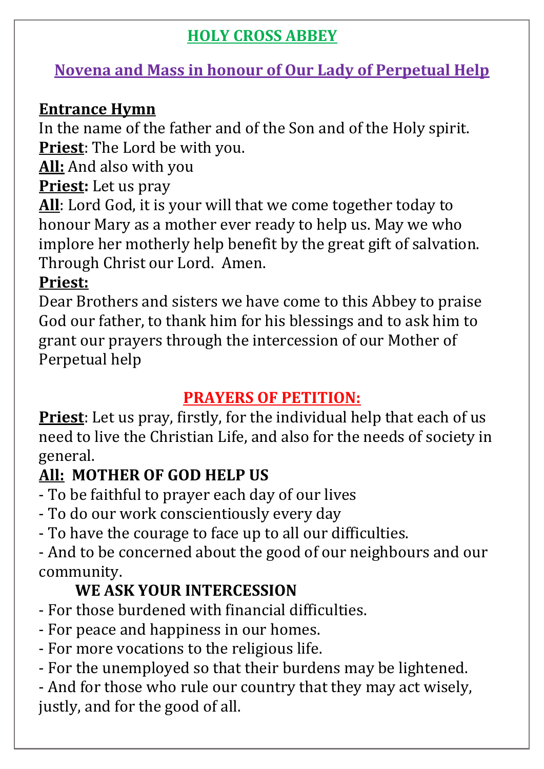# HOLY CROSS ABBEY

## Novena and Mass in honour of Our Lady of Perpetual Help

**Entrance Hymn**

In the name of the father and of the Son and of the Holy spirit.

**Priest**: The Lord be with you.

**All:** And also with you

**Priest:** Let us pray

**All**: Lord God, it is your will that we come together today to honour Mary as a mother ever ready to help us. May we who implore her motherly help benefit by the great gift of salvation. Through Christ our Lord. Amen.

**Priest:**

Dear Brothers and sisters we have come to this Abbey to praise God our father, to thank him for his blessings and to ask him to grant our prayers through the intercession of our Mother of Perpetual help

## PRAYERS OF PETITION:

**Priest**: Let us pray, firstly, for the individual help that each of us need to live the Christian Life, and also for the needs of society in general.

**All: MOTHER OF GOD HELP US**

- To be faithful to prayer each day of our lives
- To do our work conscientiously every day
- To have the courage to face up to all our difficulties.
- And to be concerned about the good of our neighbours and our community.

**WE ASK YOUR INTERCESSION**

- For those burdened with financial difficulties.
- For peace and happiness in our homes.
- For more vocations to the religious life.
- For the unemployed so that their burdens may be lightened.
- And for those who rule our country that they may act wisely, justly, and for the good of all.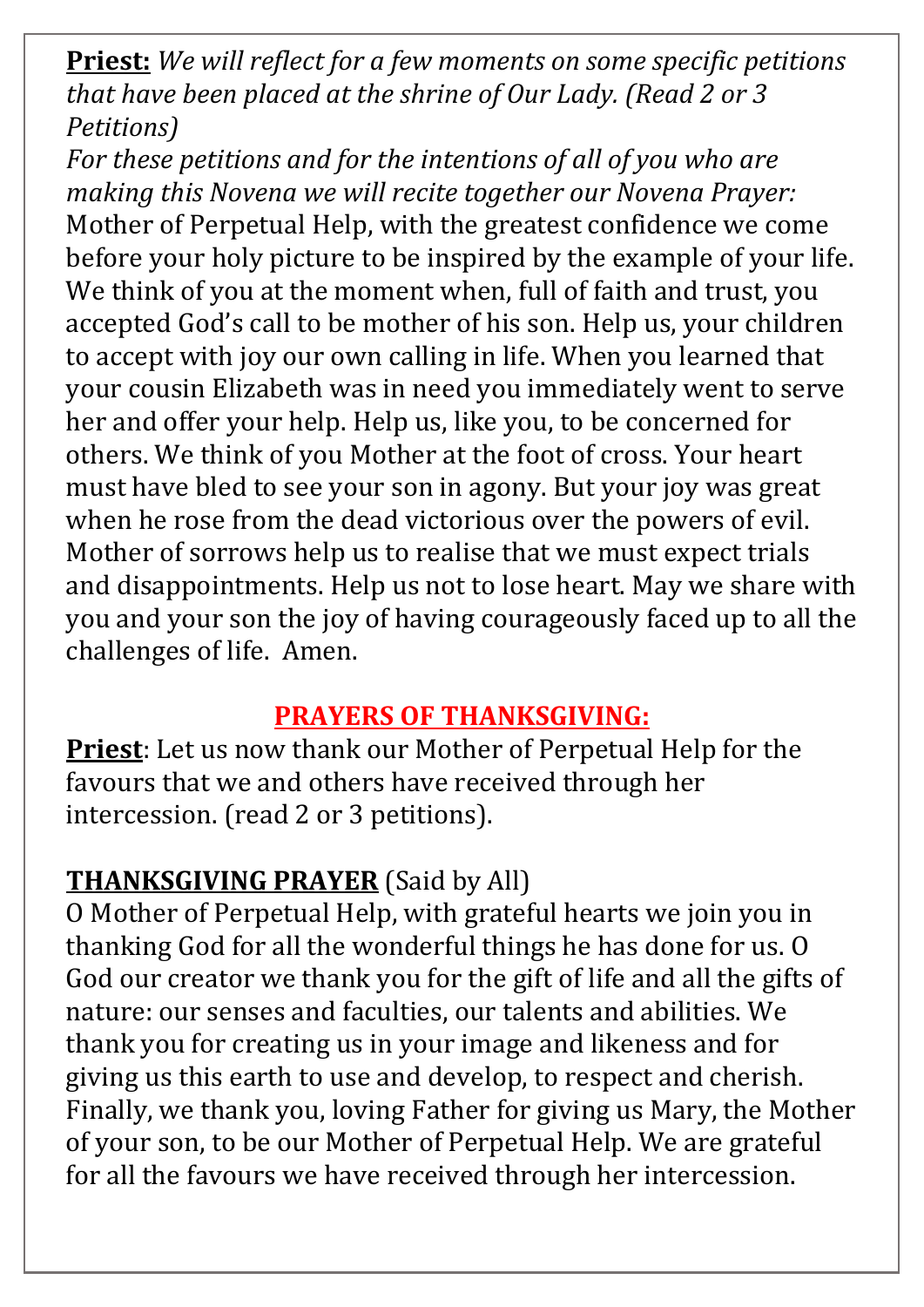**Priest:** *We will reflect for a few moments on some specific petitions that have been placed at the shrine of Our Lady. (Read 2 or 3 Petitions)*

*For these petitions and for the intentions of all of you who are making this Novena we will recite together our Novena Prayer:*
Mother of Perpetual Help, with the greatest confidence we come before your holy picture to be inspired by the example of your life. We think of you at the moment when, full of faith and trust, you accepted God's call to be mother of his son. Help us, your children to accept with joy our own calling in life. When you learned that your cousin Elizabeth was in need you immediately went to serve her and offer your help. Help us, like you, to be concerned for others. We think of you Mother at the foot of cross. Your heart must have bled to see your son in agony. But your joy was great when he rose from the dead victorious over the powers of evil. Mother of sorrows help us to realise that we must expect trials and disappointments. Help us not to lose heart. May we share with you and your son the joy of having courageously faced up to all the challenges of life. Amen.

## PRAYERS OF THANKSGIVING:

**Priest**: Let us now thank our Mother of Perpetual Help for the favours that we and others have received through her intercession. (read 2 or 3 petitions).

**THANKSGIVING PRAYER** (Said by All)

O Mother of Perpetual Help, with grateful hearts we join you in thanking God for all the wonderful things he has done for us. O God our creator we thank you for the gift of life and all the gifts of nature: our senses and faculties, our talents and abilities. We thank you for creating us in your image and likeness and for giving us this earth to use and develop, to respect and cherish. Finally, we thank you, loving Father for giving us Mary, the Mother of your son, to be our Mother of Perpetual Help. We are grateful for all the favours we have received through her intercession.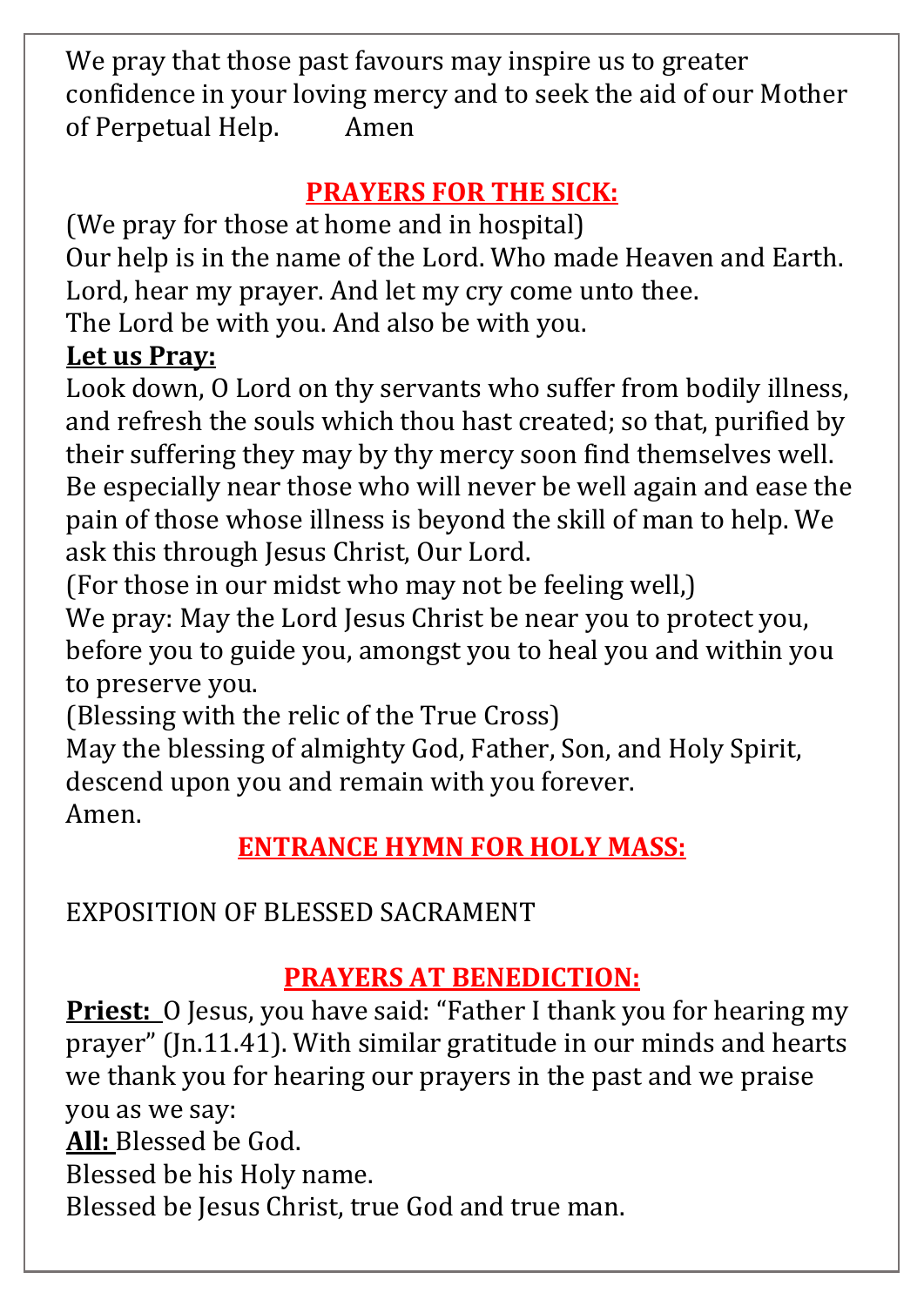We pray that those past favours may inspire us to greater confidence in your loving mercy and to seek the aid of our Mother of Perpetual Help.    Amen

## PRAYERS FOR THE SICK:

(We pray for those at home and in hospital)
Our help is in the name of the Lord. Who made Heaven and Earth.
Lord, hear my prayer. And let my cry come unto thee.
The Lord be with you. And also be with you.

**Let us Pray:**

Look down, O Lord on thy servants who suffer from bodily illness, and refresh the souls which thou hast created; so that, purified by their suffering they may by thy mercy soon find themselves well. Be especially near those who will never be well again and ease the pain of those whose illness is beyond the skill of man to help. We ask this through Jesus Christ, Our Lord.
(For those in our midst who may not be feeling well,)
We pray: May the Lord Jesus Christ be near you to protect you, before you to guide you, amongst you to heal you and within you to preserve you.
(Blessing with the relic of the True Cross)
May the blessing of almighty God, Father, Son, and Holy Spirit, descend upon you and remain with you forever.
Amen.

## ENTRANCE HYMN FOR HOLY MASS:

EXPOSITION OF BLESSED SACRAMENT

## PRAYERS AT BENEDICTION:

**Priest:** O Jesus, you have said: "Father I thank you for hearing my prayer" (Jn.11.41). With similar gratitude in our minds and hearts we thank you for hearing our prayers in the past and we praise you as we say:
**All:** Blessed be God.
Blessed be his Holy name.
Blessed be Jesus Christ, true God and true man.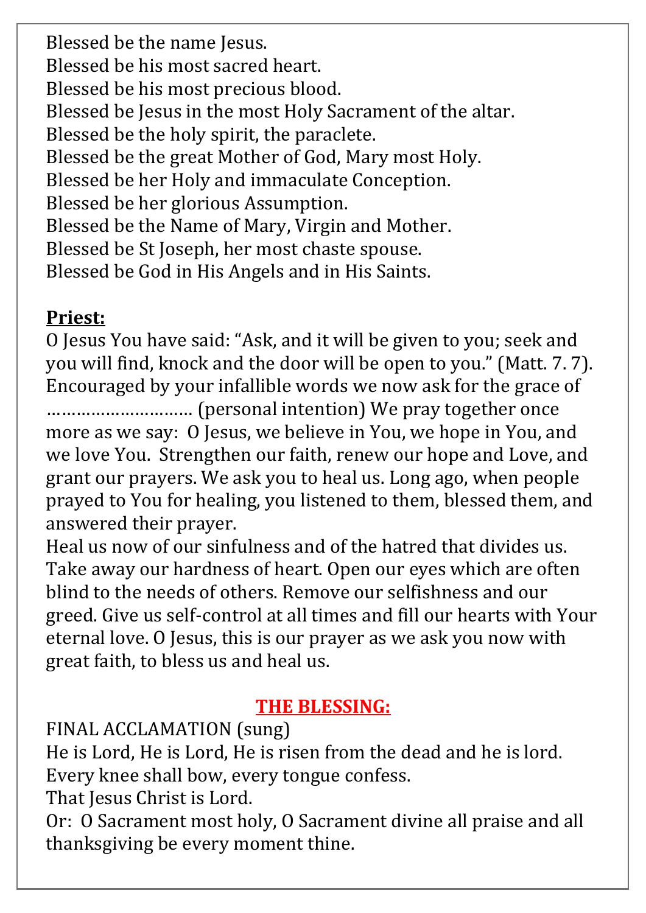Blessed be the name Jesus.
Blessed be his most sacred heart.
Blessed be his most precious blood.
Blessed be Jesus in the most Holy Sacrament of the altar.
Blessed be the holy spirit, the paraclete.
Blessed be the great Mother of God, Mary most Holy.
Blessed be her Holy and immaculate Conception.
Blessed be her glorious Assumption.
Blessed be the Name of Mary, Virgin and Mother.
Blessed be St Joseph, her most chaste spouse.
Blessed be God in His Angels and in His Saints.

**Priest:**

O Jesus You have said: "Ask, and it will be given to you; seek and you will find, knock and the door will be open to you." (Matt. 7. 7). Encouraged by your infallible words we now ask for the grace of ……………………….. (personal intention) We pray together once more as we say: O Jesus, we believe in You, we hope in You, and we love You. Strengthen our faith, renew our hope and Love, and grant our prayers. We ask you to heal us. Long ago, when people prayed to You for healing, you listened to them, blessed them, and answered their prayer.

Heal us now of our sinfulness and of the hatred that divides us. Take away our hardness of heart. Open our eyes which are often blind to the needs of others. Remove our selfishness and our greed. Give us self-control at all times and fill our hearts with Your eternal love. O Jesus, this is our prayer as we ask you now with great faith, to bless us and heal us.

## THE BLESSING:

FINAL ACCLAMATION (sung)
He is Lord, He is Lord, He is risen from the dead and he is lord.
Every knee shall bow, every tongue confess.
That Jesus Christ is Lord.
Or: O Sacrament most holy, O Sacrament divine all praise and all thanksgiving be every moment thine.